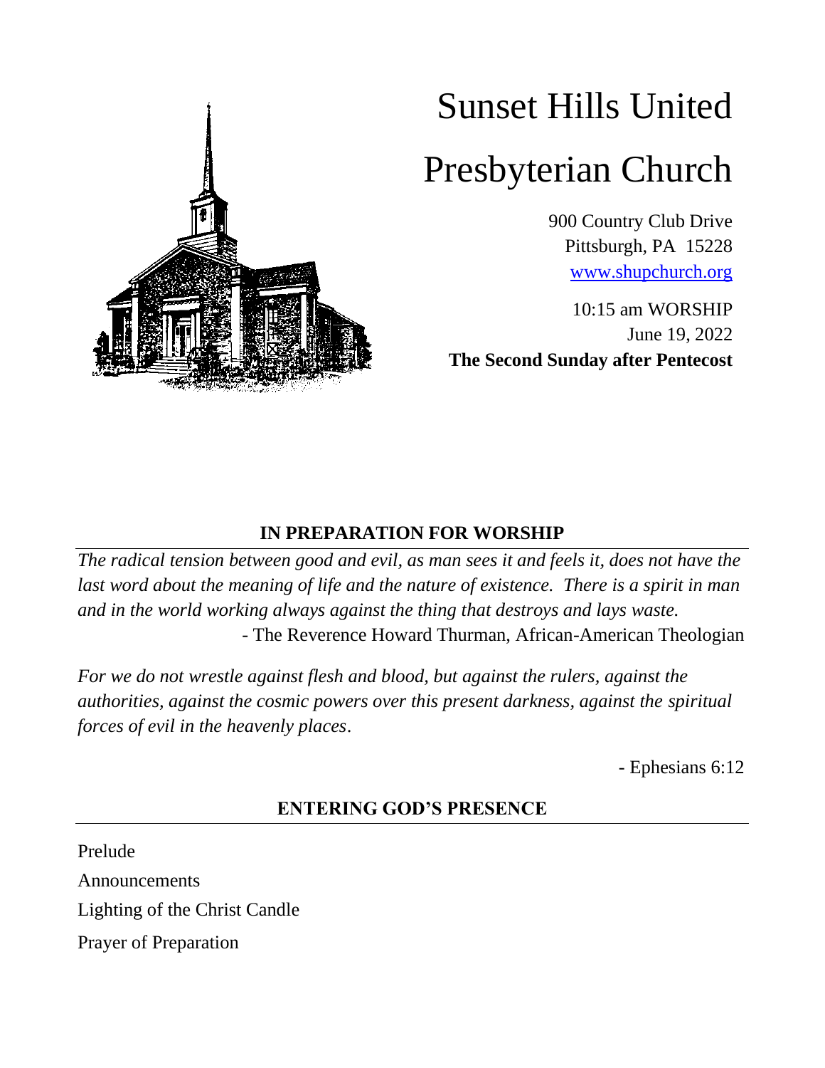# Sunset Hills United Presbyterian Church

900 Country Club Drive
Pittsburgh, PA 15228
[www.shupchurch.org](http://www.shupchurch.org)

10:15 am WORSHIP
June 19, 2022
**The Second Sunday after Pentecost**

## IN PREPARATION FOR WORSHIP

*The radical tension between good and evil, as man sees it and feels it, does not have the last word about the meaning of life and the nature of existence. There is a spirit in man and in the world working always against the thing that destroys and lays waste.*

- The Reverence Howard Thurman, African-American Theologian

*For we do not wrestle against flesh and blood, but against the rulers, against the authorities, against the cosmic powers over this present darkness, against the spiritual forces of evil in the heavenly places*.

- Ephesians 6:12

## ENTERING GOD'S PRESENCE

Prelude

Announcements

Lighting of the Christ Candle

Prayer of Preparation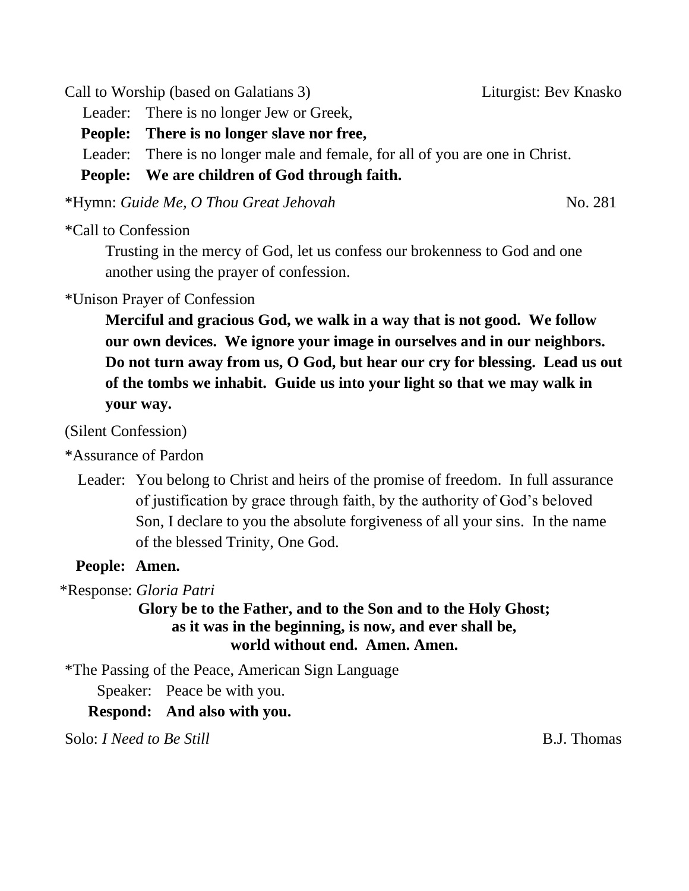Call to Worship (based on Galatians 3) Liturgist: Bev Knasko

Leader: There is no longer Jew or Greek,

**People: There is no longer slave nor free,**

Leader: There is no longer male and female, for all of you are one in Christ.

**People: We are children of God through faith.**

*Hymn: *Guide Me, O Thou Great Jehovah* No. 281

*Call to Confession

Trusting in the mercy of God, let us confess our brokenness to God and one another using the prayer of confession.

*Unison Prayer of Confession

**Merciful and gracious God, we walk in a way that is not good. We follow our own devices. We ignore your image in ourselves and in our neighbors. Do not turn away from us, O God, but hear our cry for blessing. Lead us out of the tombs we inhabit. Guide us into your light so that we may walk in your way.**

(Silent Confession)

*Assurance of Pardon

Leader: You belong to Christ and heirs of the promise of freedom. In full assurance of justification by grace through faith, by the authority of God's beloved Son, I declare to you the absolute forgiveness of all your sins. In the name of the blessed Trinity, One God.

**People: Amen.**

*Response: *Gloria Patri*

**Glory be to the Father, and to the Son and to the Holy Ghost;
as it was in the beginning, is now, and ever shall be,
world without end. Amen. Amen.**

*The Passing of the Peace, American Sign Language

Speaker: Peace be with you.

**Respond: And also with you.**

Solo: *I Need to Be Still* B.J. Thomas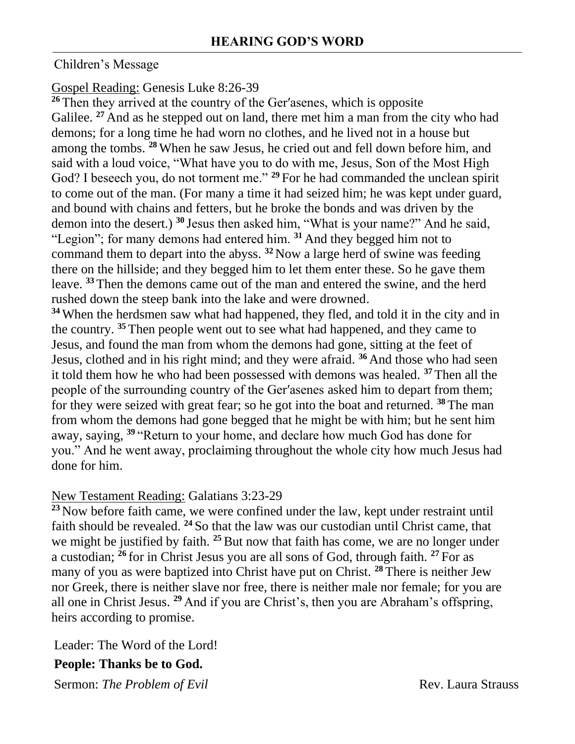## HEARING GOD'S WORD

Children's Message

Gospel Reading: Genesis Luke 8:26-39

[26] Then they arrived at the country of the Ger′asenes, which is opposite Galilee. [27] And as he stepped out on land, there met him a man from the city who had demons; for a long time he had worn no clothes, and he lived not in a house but among the tombs. [28] When he saw Jesus, he cried out and fell down before him, and said with a loud voice, "What have you to do with me, Jesus, Son of the Most High God? I beseech you, do not torment me." [29] For he had commanded the unclean spirit to come out of the man. (For many a time it had seized him; he was kept under guard, and bound with chains and fetters, but he broke the bonds and was driven by the demon into the desert.) [30] Jesus then asked him, "What is your name?" And he said, "Legion"; for many demons had entered him. [31] And they begged him not to command them to depart into the abyss. [32] Now a large herd of swine was feeding there on the hillside; and they begged him to let them enter these. So he gave them leave. [33] Then the demons came out of the man and entered the swine, and the herd rushed down the steep bank into the lake and were drowned.

[34] When the herdsmen saw what had happened, they fled, and told it in the city and in the country. [35] Then people went out to see what had happened, and they came to Jesus, and found the man from whom the demons had gone, sitting at the feet of Jesus, clothed and in his right mind; and they were afraid. [36] And those who had seen it told them how he who had been possessed with demons was healed. [37] Then all the people of the surrounding country of the Ger′asenes asked him to depart from them; for they were seized with great fear; so he got into the boat and returned. [38] The man from whom the demons had gone begged that he might be with him; but he sent him away, saying, [39] "Return to your home, and declare how much God has done for you." And he went away, proclaiming throughout the whole city how much Jesus had done for him.

New Testament Reading: Galatians 3:23-29

[23] Now before faith came, we were confined under the law, kept under restraint until faith should be revealed. [24] So that the law was our custodian until Christ came, that we might be justified by faith. [25] But now that faith has come, we are no longer under a custodian; [26] for in Christ Jesus you are all sons of God, through faith. [27] For as many of you as were baptized into Christ have put on Christ. [28] There is neither Jew nor Greek, there is neither slave nor free, there is neither male nor female; for you are all one in Christ Jesus. [29] And if you are Christ's, then you are Abraham's offspring, heirs according to promise.

Leader: The Word of the Lord!

**People: Thanks be to God.**

Sermon: *The Problem of Evil* Rev. Laura Strauss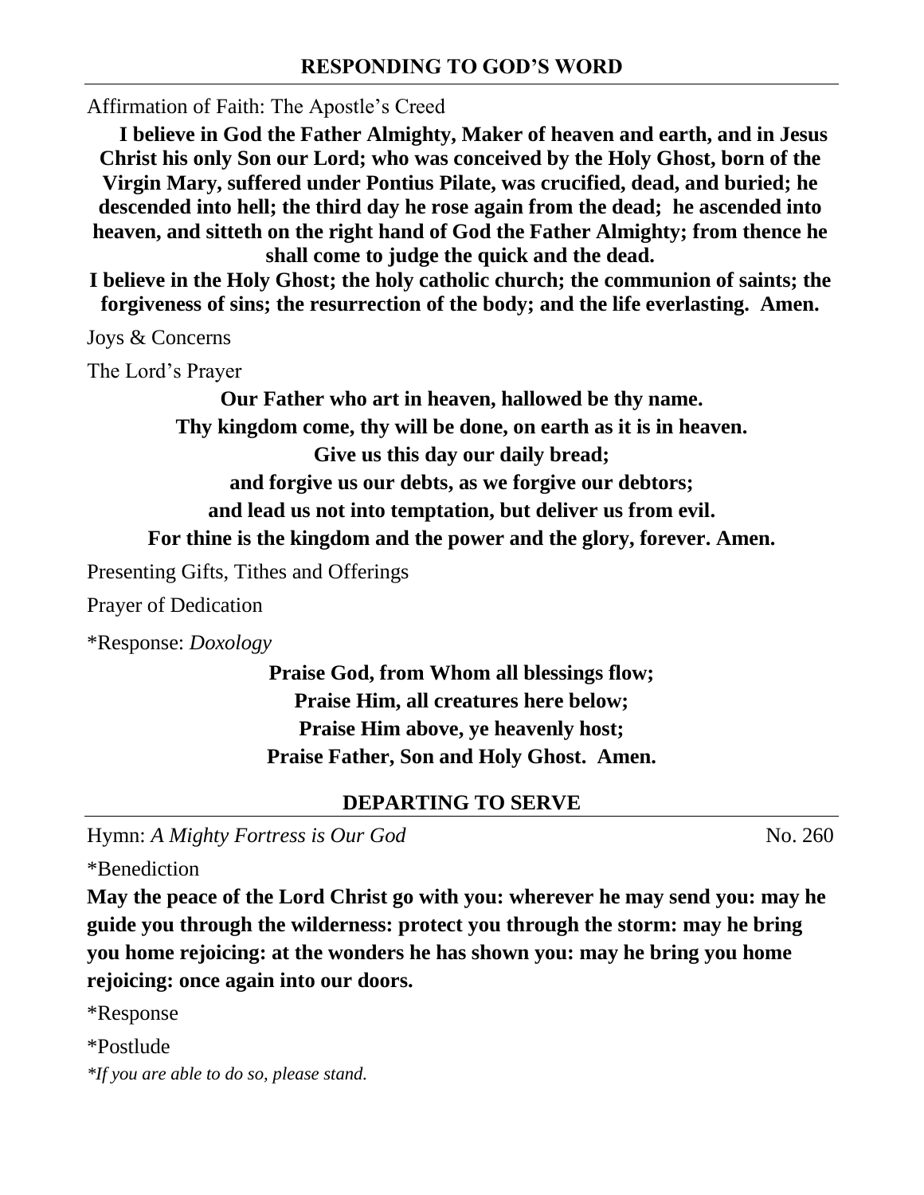## RESPONDING TO GOD'S WORD

Affirmation of Faith: The Apostle's Creed

**I believe in God the Father Almighty, Maker of heaven and earth, and in Jesus Christ his only Son our Lord; who was conceived by the Holy Ghost, born of the Virgin Mary, suffered under Pontius Pilate, was crucified, dead, and buried; he descended into hell; the third day he rose again from the dead; he ascended into heaven, and sitteth on the right hand of God the Father Almighty; from thence he shall come to judge the quick and the dead.**

**I believe in the Holy Ghost; the holy catholic church; the communion of saints; the forgiveness of sins; the resurrection of the body; and the life everlasting. Amen.**

Joys & Concerns

The Lord's Prayer

**Our Father who art in heaven, hallowed be thy name.**
**Thy kingdom come, thy will be done, on earth as it is in heaven.**
**Give us this day our daily bread;**
**and forgive us our debts, as we forgive our debtors;**
**and lead us not into temptation, but deliver us from evil.**
**For thine is the kingdom and the power and the glory, forever. Amen.**

Presenting Gifts, Tithes and Offerings

Prayer of Dedication

*Response: *Doxology*

**Praise God, from Whom all blessings flow;**
**Praise Him, all creatures here below;**
**Praise Him above, ye heavenly host;**
**Praise Father, Son and Holy Ghost. Amen.**

## DEPARTING TO SERVE

Hymn: *A Mighty Fortress is Our God* No. 260

*Benediction

**May the peace of the Lord Christ go with you: wherever he may send you: may he guide you through the wilderness: protect you through the storm: may he bring you home rejoicing: at the wonders he has shown you: may he bring you home rejoicing: once again into our doors.**

*Response

*Postlude

**If you are able to do so, please stand.*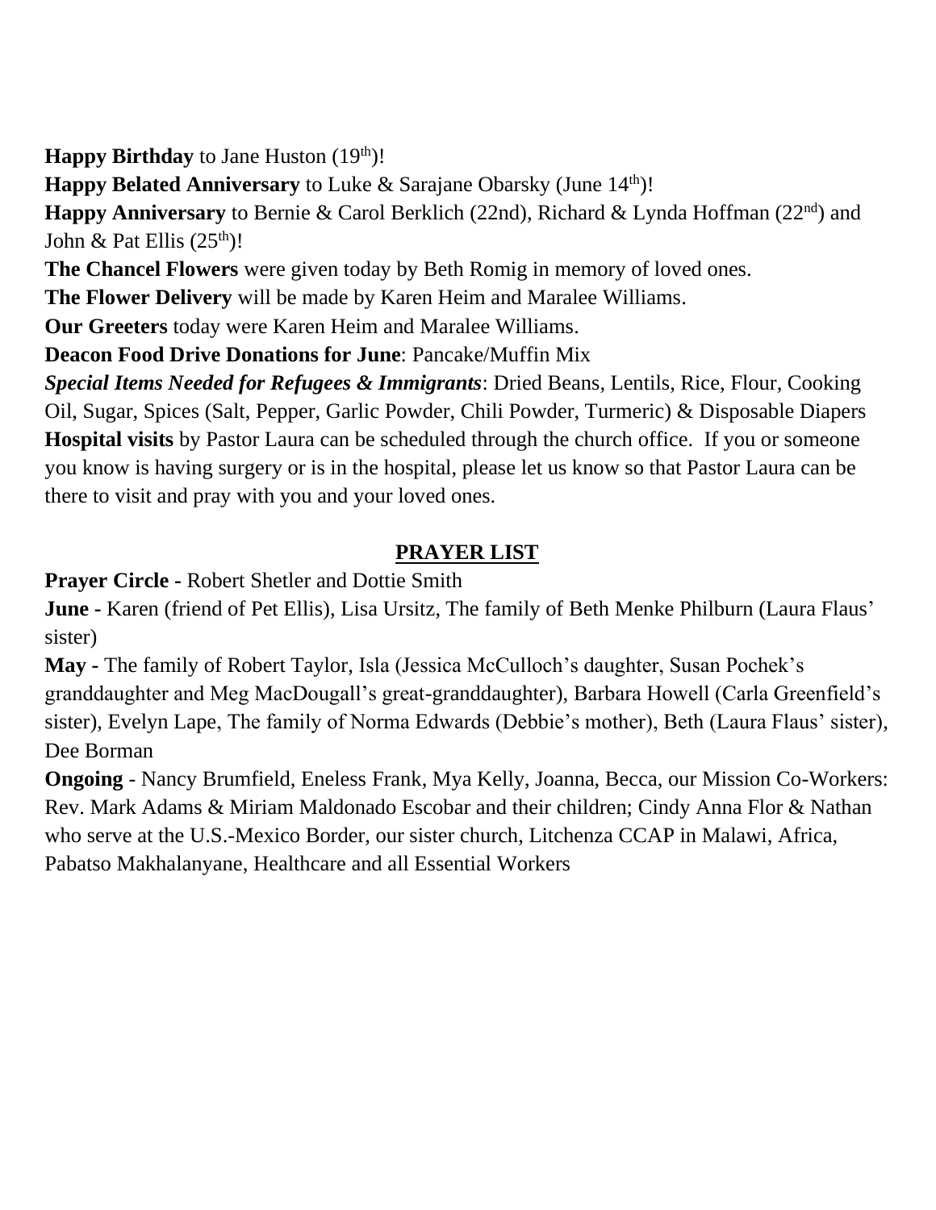**Happy Birthday** to Jane Huston (19th)!

**Happy Belated Anniversary** to Luke & Sarajane Obarsky (June 14th)!

**Happy Anniversary** to Bernie & Carol Berklich (22nd), Richard & Lynda Hoffman (22nd) and John & Pat Ellis (25th)!

**The Chancel Flowers** were given today by Beth Romig in memory of loved ones.

**The Flower Delivery** will be made by Karen Heim and Maralee Williams.

**Our Greeters** today were Karen Heim and Maralee Williams.

**Deacon Food Drive Donations for June**: Pancake/Muffin Mix

***Special Items Needed for Refugees & Immigrants***: Dried Beans, Lentils, Rice, Flour, Cooking Oil, Sugar, Spices (Salt, Pepper, Garlic Powder, Chili Powder, Turmeric) & Disposable Diapers

**Hospital visits** by Pastor Laura can be scheduled through the church office. If you or someone you know is having surgery or is in the hospital, please let us know so that Pastor Laura can be there to visit and pray with you and your loved ones.

## PRAYER LIST

**Prayer Circle -** Robert Shetler and Dottie Smith

**June -** Karen (friend of Pet Ellis), Lisa Ursitz, The family of Beth Menke Philburn (Laura Flaus' sister)

**May -** The family of Robert Taylor, Isla (Jessica McCulloch's daughter, Susan Pochek's granddaughter and Meg MacDougall's great-granddaughter), Barbara Howell (Carla Greenfield's sister), Evelyn Lape, The family of Norma Edwards (Debbie's mother), Beth (Laura Flaus' sister), Dee Borman

**Ongoing** - Nancy Brumfield, Eneless Frank, Mya Kelly, Joanna, Becca, our Mission Co-Workers: Rev. Mark Adams & Miriam Maldonado Escobar and their children; Cindy Anna Flor & Nathan who serve at the U.S.-Mexico Border, our sister church, Litchenza CCAP in Malawi, Africa, Pabatso Makhalanyane, Healthcare and all Essential Workers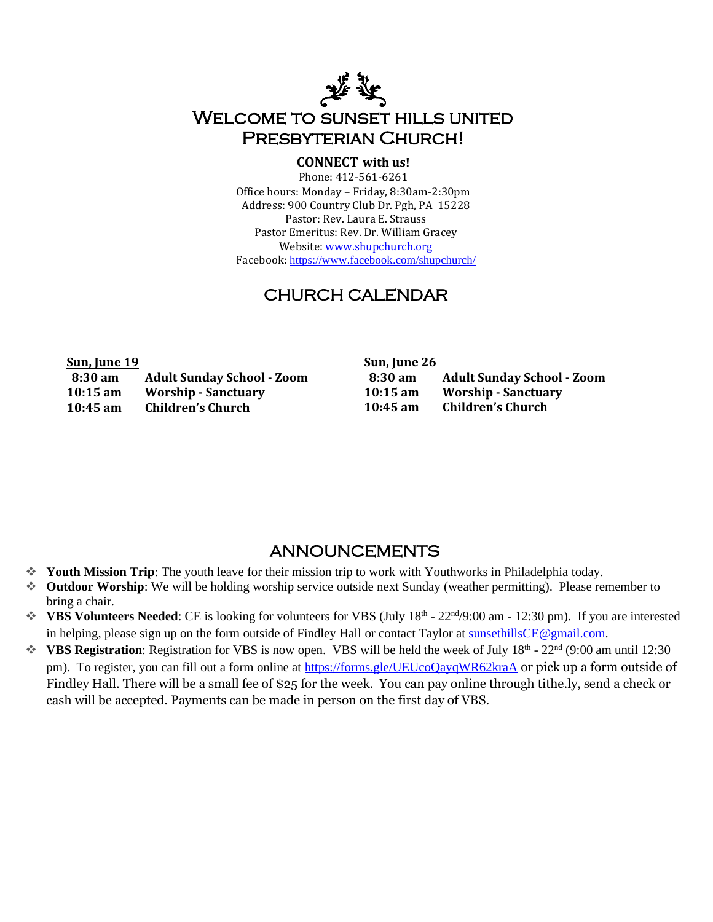# WELCOME TO SUNSET HILLS UNITED PRESBYTERIAN CHURCH!

**CONNECT with us!**

Phone: 412-561-6261
Office hours: Monday – Friday, 8:30am-2:30pm
Address: 900 Country Club Dr. Pgh, PA 15228
Pastor: Rev. Laura E. Strauss
Pastor Emeritus: Rev. Dr. William Gracey
Website: www.shupchurch.org
Facebook: https://www.facebook.com/shupchurch/

## CHURCH CALENDAR

**Sun, June 19**

| | |
|---|---|
| **8:30 am** | **Adult Sunday School - Zoom** |
| **10:15 am** | **Worship - Sanctuary** |
| **10:45 am** | **Children's Church** |

**Sun, June 26**

| | |
|---|---|
| **8:30 am** | **Adult Sunday School - Zoom** |
| **10:15 am** | **Worship - Sanctuary** |
| **10:45 am** | **Children's Church** |

## ANNOUNCEMENTS

- **Youth Mission Trip**: The youth leave for their mission trip to work with Youthworks in Philadelphia today.
- **Outdoor Worship**: We will be holding worship service outside next Sunday (weather permitting). Please remember to bring a chair.
- **VBS Volunteers Needed**: CE is looking for volunteers for VBS (July 18th - 22nd/9:00 am - 12:30 pm). If you are interested in helping, please sign up on the form outside of Findley Hall or contact Taylor at sunsethillsCE@gmail.com.
- **VBS Registration**: Registration for VBS is now open. VBS will be held the week of July 18th - 22nd (9:00 am until 12:30 pm). To register, you can fill out a form online at https://forms.gle/UEUcoQayqWR62kraA or pick up a form outside of Findley Hall. There will be a small fee of $25 for the week. You can pay online through tithe.ly, send a check or cash will be accepted. Payments can be made in person on the first day of VBS.